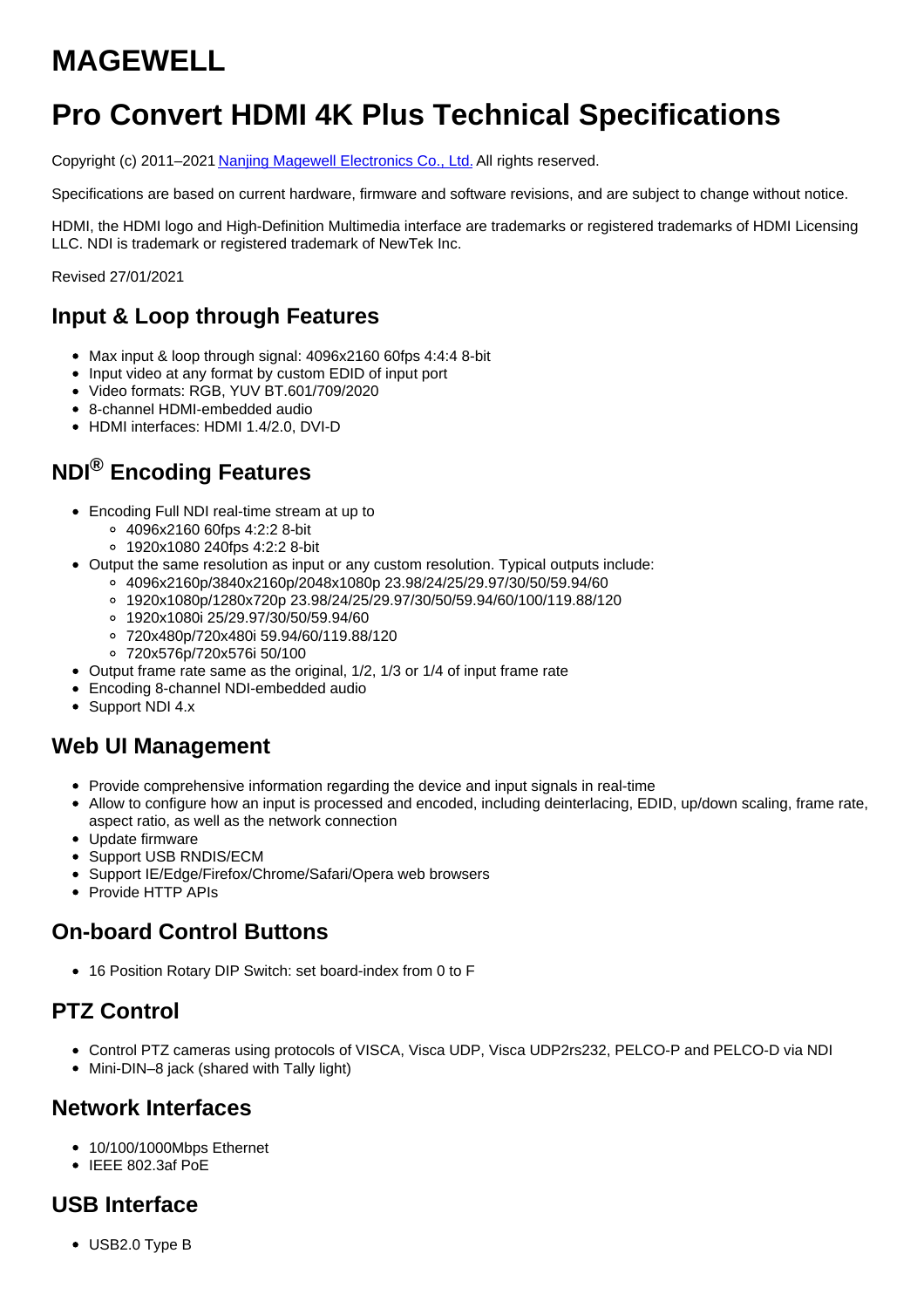# MAGEWELL

# Pro Convert HDMI 4K Plus Technical Specifications

Copyright (c) 2011–2021 [Nanjing Magewell Electronics Co., Ltd.](#) All rights reserved.

Specifications are based on current hardware, firmware and software revisions, and are subject to change without notice.

HDMI, the HDMI logo and High-Definition Multimedia interface are trademarks or registered trademarks of HDMI Licensing LLC. NDI is trademark or registered trademark of NewTek Inc.

Revised 27/01/2021

## Input & Loop through Features

- Max input & loop through signal: 4096x2160 60fps 4:4:4 8-bit
- Input video at any format by custom EDID of input port
- Video formats: RGB, YUV BT.601/709/2020
- 8-channel HDMI-embedded audio
- HDMI interfaces: HDMI 1.4/2.0, DVI-D

## NDI® Encoding Features

- Encoding Full NDI real-time stream at up to
  - 4096x2160 60fps 4:2:2 8-bit
  - 1920x1080 240fps 4:2:2 8-bit
- Output the same resolution as input or any custom resolution. Typical outputs include:
  - 4096x2160p/3840x2160p/2048x1080p 23.98/24/25/29.97/30/50/59.94/60
  - 1920x1080p/1280x720p 23.98/24/25/29.97/30/50/59.94/60/100/119.88/120
  - 1920x1080i 25/29.97/30/50/59.94/60
  - 720x480p/720x480i 59.94/60/119.88/120
  - 720x576p/720x576i 50/100
- Output frame rate same as the original, 1/2, 1/3 or 1/4 of input frame rate
- Encoding 8-channel NDI-embedded audio
- Support NDI 4.x

## Web UI Management

- Provide comprehensive information regarding the device and input signals in real-time
- Allow to configure how an input is processed and encoded, including deinterlacing, EDID, up/down scaling, frame rate, aspect ratio, as well as the network connection
- Update firmware
- Support USB RNDIS/ECM
- Support IE/Edge/Firefox/Chrome/Safari/Opera web browsers
- Provide HTTP APIs

## On-board Control Buttons

- 16 Position Rotary DIP Switch: set board-index from 0 to F

## PTZ Control

- Control PTZ cameras using protocols of VISCA, Visca UDP, Visca UDP2rs232, PELCO-P and PELCO-D via NDI
- Mini-DIN–8 jack (shared with Tally light)

## Network Interfaces

- 10/100/1000Mbps Ethernet
- IEEE 802.3af PoE

## USB Interface

- USB2.0 Type B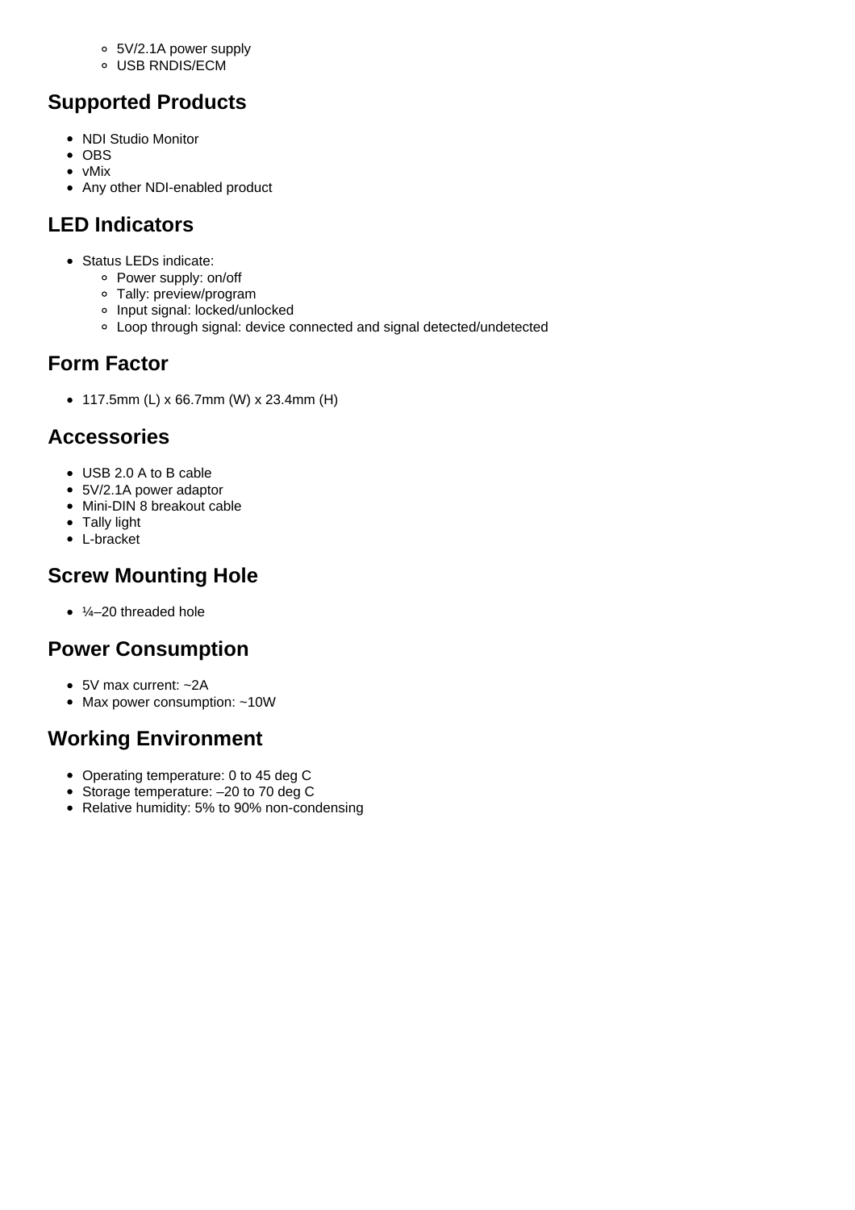- 5V/2.1A power supply
- USB RNDIS/ECM

## Supported Products

- NDI Studio Monitor
- OBS
- vMix
- Any other NDI-enabled product

## LED Indicators

- Status LEDs indicate:
  - Power supply: on/off
  - Tally: preview/program
  - Input signal: locked/unlocked
  - Loop through signal: device connected and signal detected/undetected

## Form Factor

- 117.5mm (L) x 66.7mm (W) x 23.4mm (H)

## Accessories

- USB 2.0 A to B cable
- 5V/2.1A power adaptor
- Mini-DIN 8 breakout cable
- Tally light
- L-bracket

## Screw Mounting Hole

- ¼–20 threaded hole

## Power Consumption

- 5V max current: ~2A
- Max power consumption: ~10W

## Working Environment

- Operating temperature: 0 to 45 deg C
- Storage temperature: –20 to 70 deg C
- Relative humidity: 5% to 90% non-condensing